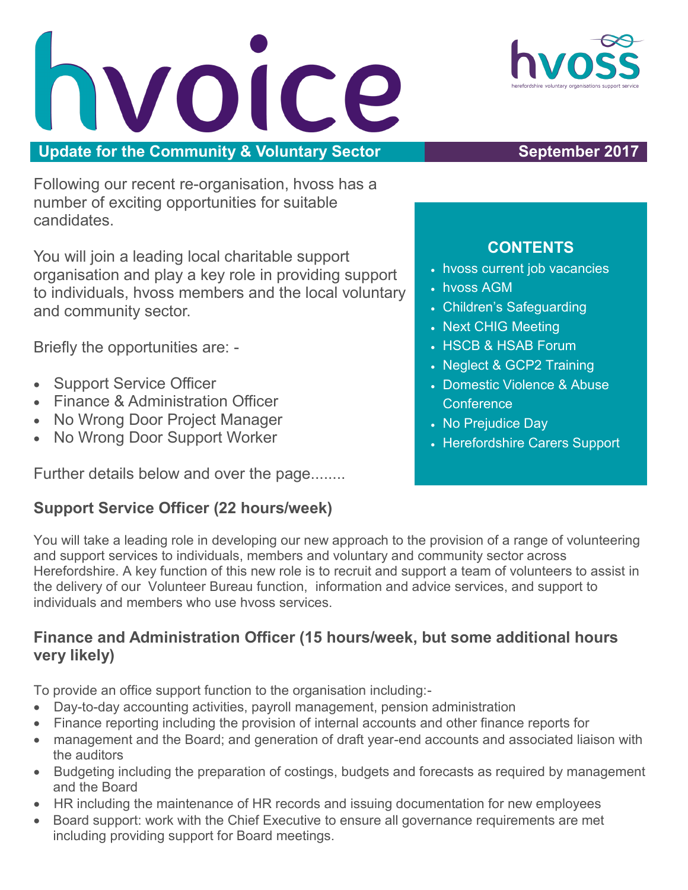# hvoice

hvoss
herefordshire voluntary organisations support service

**Update for the Community & Voluntary Sector** **September 2017**

Following our recent re-organisation, hvoss has a number of exciting opportunities for suitable candidates.

You will join a leading local charitable support organisation and play a key role in providing support to individuals, hvoss members and the local voluntary and community sector.

Briefly the opportunities are: -

- Support Service Officer
- Finance & Administration Officer
- No Wrong Door Project Manager
- No Wrong Door Support Worker

Further details below and over the page........

**CONTENTS**

- hvoss current job vacancies
- hvoss AGM
- Children's Safeguarding
- Next CHIG Meeting
- HSCB & HSAB Forum
- Neglect & GCP2 Training
- Domestic Violence & Abuse Conference
- No Prejudice Day
- Herefordshire Carers Support

### Support Service Officer (22 hours/week)

You will take a leading role in developing our new approach to the provision of a range of volunteering and support services to individuals, members and voluntary and community sector across Herefordshire. A key function of this new role is to recruit and support a team of volunteers to assist in the delivery of our Volunteer Bureau function, information and advice services, and support to individuals and members who use hvoss services.

### Finance and Administration Officer (15 hours/week, but some additional hours very likely)

To provide an office support function to the organisation including:-

- Day-to-day accounting activities, payroll management, pension administration
- Finance reporting including the provision of internal accounts and other finance reports for
- management and the Board; and generation of draft year-end accounts and associated liaison with the auditors
- Budgeting including the preparation of costings, budgets and forecasts as required by management and the Board
- HR including the maintenance of HR records and issuing documentation for new employees
- Board support: work with the Chief Executive to ensure all governance requirements are met including providing support for Board meetings.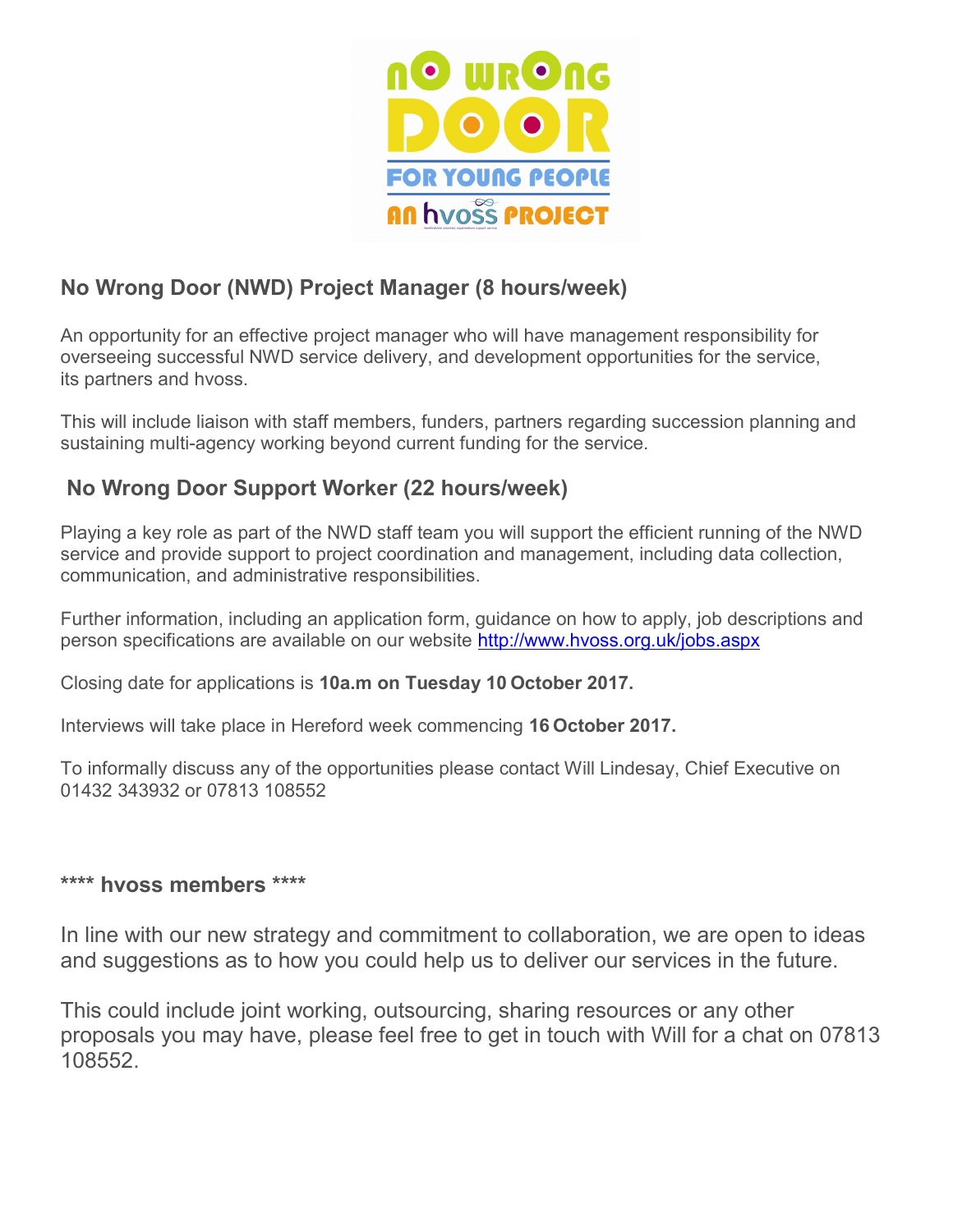## No Wrong Door (NWD) Project Manager (8 hours/week)

An opportunity for an effective project manager who will have management responsibility for overseeing successful NWD service delivery, and development opportunities for the service, its partners and hvoss.

This will include liaison with staff members, funders, partners regarding succession planning and sustaining multi-agency working beyond current funding for the service.

## No Wrong Door Support Worker (22 hours/week)

Playing a key role as part of the NWD staff team you will support the efficient running of the NWD service and provide support to project coordination and management, including data collection, communication, and administrative responsibilities.

Further information, including an application form, guidance on how to apply, job descriptions and person specifications are available on our website http://www.hvoss.org.uk/jobs.aspx

Closing date for applications is **10a.m on Tuesday 10 October 2017.**

Interviews will take place in Hereford week commencing **16 October 2017.**

To informally discuss any of the opportunities please contact Will Lindesay, Chief Executive on 01432 343932 or 07813 108552

## **** hvoss members ****

In line with our new strategy and commitment to collaboration, we are open to ideas and suggestions as to how you could help us to deliver our services in the future.

This could include joint working, outsourcing, sharing resources or any other proposals you may have, please feel free to get in touch with Will for a chat on 07813 108552.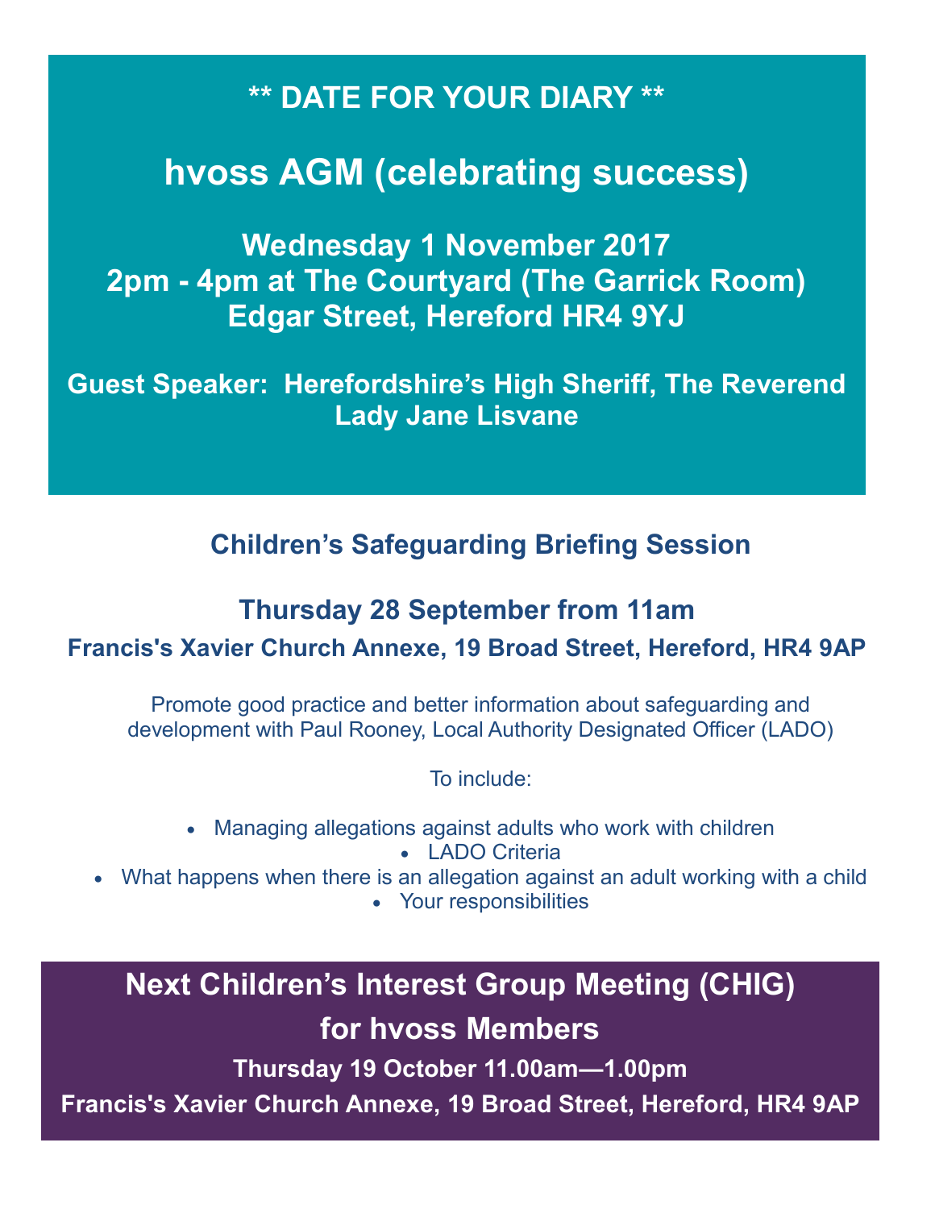## ** DATE FOR YOUR DIARY **

# hvoss AGM (celebrating success)

**Wednesday 1 November 2017**
**2pm - 4pm at The Courtyard (The Garrick Room)**
**Edgar Street, Hereford HR4 9YJ**

**Guest Speaker: Herefordshire's High Sheriff, The Reverend Lady Jane Lisvane**

## Children's Safeguarding Briefing Session

### Thursday 28 September from 11am

**Francis's Xavier Church Annexe, 19 Broad Street, Hereford, HR4 9AP**

Promote good practice and better information about safeguarding and development with Paul Rooney, Local Authority Designated Officer (LADO)

To include:

- Managing allegations against adults who work with children
- LADO Criteria
- What happens when there is an allegation against an adult working with a child
- Your responsibilities

## Next Children's Interest Group Meeting (CHIG) for hvoss Members

**Thursday 19 October 11.00am—1.00pm**

**Francis's Xavier Church Annexe, 19 Broad Street, Hereford, HR4 9AP**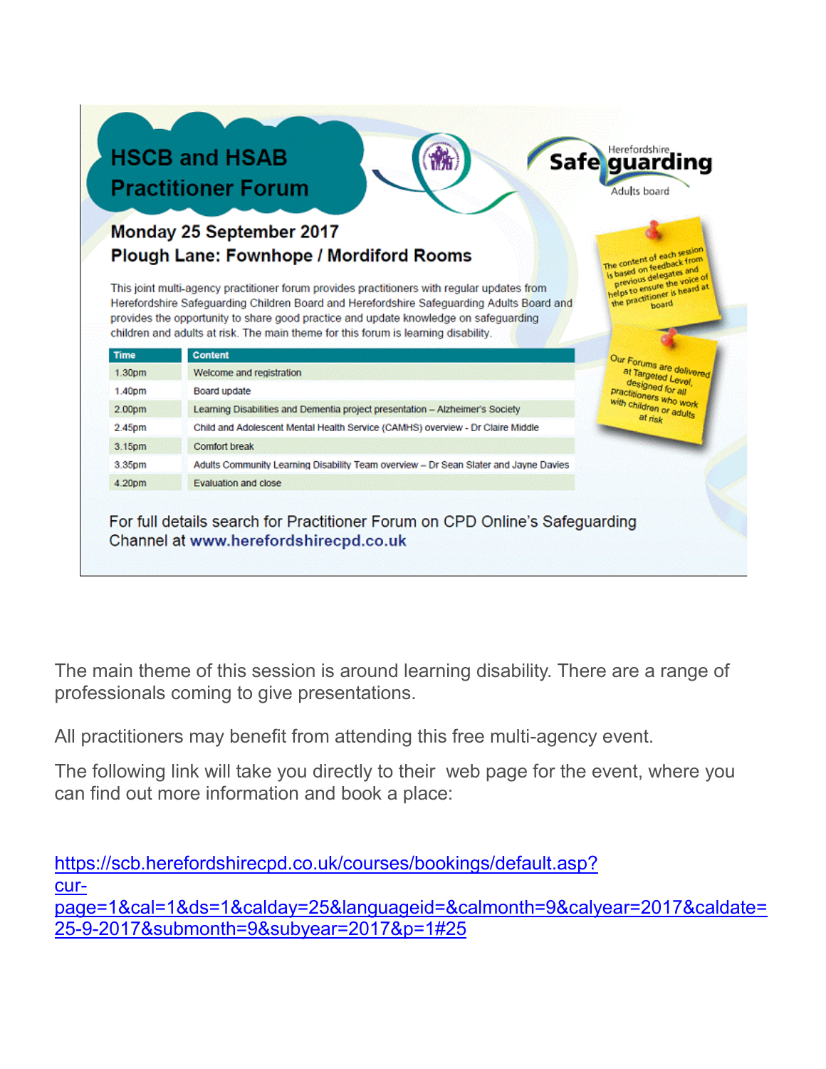## HSCB and HSAB Practitioner Forum

Herefordshire Safeguarding Adults board

### Monday 25 September 2017
### Plough Lane: Fownhope / Mordiford Rooms

This joint multi-agency practitioner forum provides practitioners with regular updates from Herefordshire Safeguarding Children Board and Herefordshire Safeguarding Adults Board and provides the opportunity to share good practice and update knowledge on safeguarding children and adults at risk. The main theme for this forum is learning disability.

| Time | Content |
|---|---|
| 1.30pm | Welcome and registration |
| 1.40pm | Board update |
| 2.00pm | Learning Disabilities and Dementia project presentation – Alzheimer's Society |
| 2.45pm | Child and Adolescent Mental Health Service (CAMHS) overview - Dr Claire Middle |
| 3.15pm | Comfort break |
| 3.35pm | Adults Community Learning Disability Team overview – Dr Sean Slater and Jayne Davies |
| 4.20pm | Evaluation and close |

The content of each session is based on feedback from previous delegates and helps to ensure the voice of the practitioner is heard at board

Our Forums are delivered at Targeted Level, designed for all practitioners who work with children or adults at risk

For full details search for Practitioner Forum on CPD Online's Safeguarding Channel at **www.herefordshirecpd.co.uk**

The main theme of this session is around learning disability. There are a range of professionals coming to give presentations.

All practitioners may benefit from attending this free multi-agency event.

The following link will take you directly to their web page for the event, where you can find out more information and book a place:

https://scb.herefordshirecpd.co.uk/courses/bookings/default.asp?cur-page=1&cal=1&ds=1&calday=25&languageid=&calmonth=9&calyear=2017&caldate=25-9-2017&submonth=9&subyear=2017&p=1#25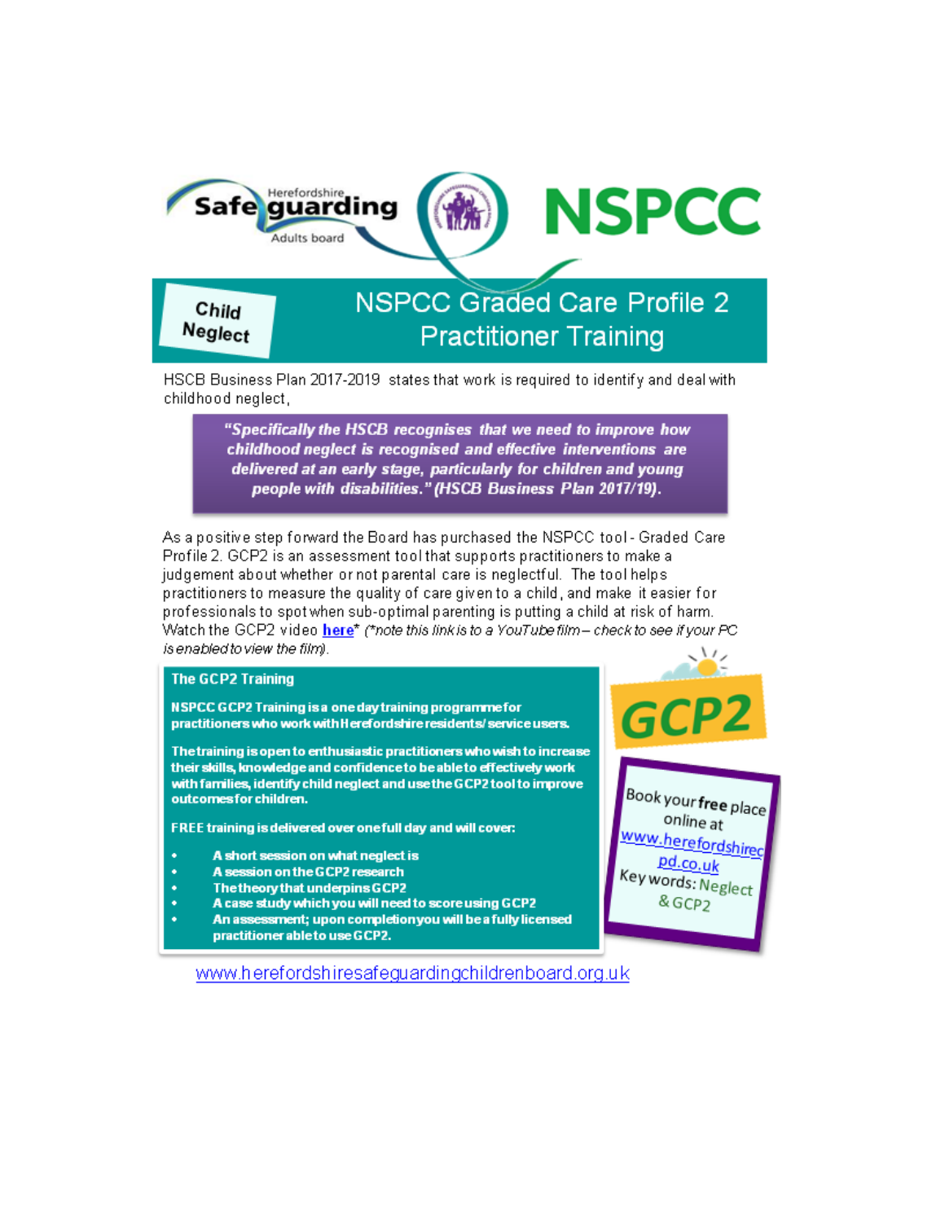Herefordshire Safeguarding Adults board

NSPCC

Child Neglect

# NSPCC Graded Care Profile 2 Practitioner Training

HSCB Business Plan 2017-2019 states that work is required to identify and deal with childhood neglect,

> ***"Specifically the HSCB recognises that we need to improve how childhood neglect is recognised and effective interventions are delivered at an early stage, particularly for children and young people with disabilities." (HSCB Business Plan 2017/19).***

As a positive step forward the Board has purchased the NSPCC tool - Graded Care Profile 2. GCP2 is an assessment tool that supports practitioners to make a judgement about whether or not parental care is neglectful. The tool helps practitioners to measure the quality of care given to a child, and make it easier for professionals to spot when sub-optimal parenting is putting a child at risk of harm. Watch the GCP2 video **here*** *(\*note this link is to a YouTube film – check to see if your PC is enabled to view the film).*

## The GCP2 Training

**NSPCC GCP2 Training is a one day training programme for practitioners who work with Herefordshire residents/service users.**

**The training is open to enthusiastic practitioners who wish to increase their skills, knowledge and confidence to be able to effectively work with families, identify child neglect and use the GCP2 tool to improve outcomes for children.**

**FREE training is delivered over one full day and will cover:**

- **A short session on what neglect is**
- **A session on the GCP2 research**
- **The theory that underpins GCP2**
- **A case study which you will need to score using GCP2**
- **An assessment; upon completion you will be a fully licensed practitioner able to use GCP2.**

**GCP2**

Book your **free** place online at www.herefordshirecpd.co.uk
Key words: Neglect & GCP2

www.herefordshiresafeguardingchildrenboard.org.uk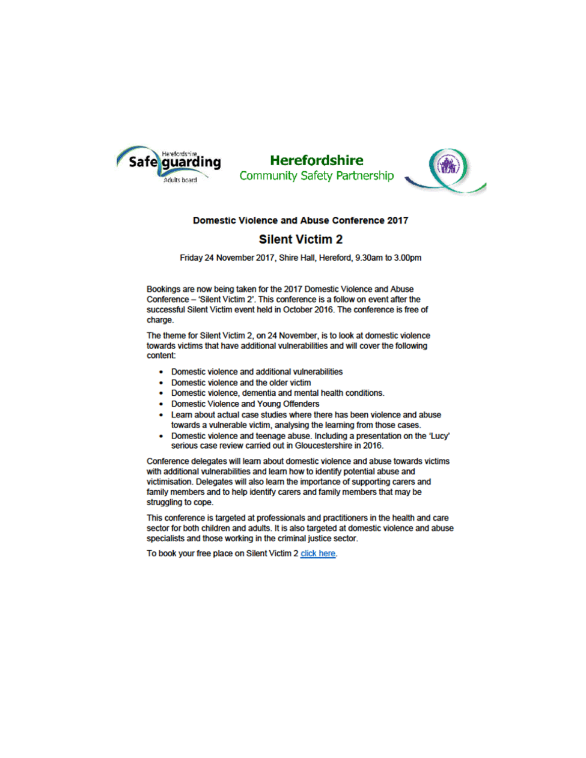Herefordshire Safeguarding Adults board

**Herefordshire**
Community Safety Partnership

### Domestic Violence and Abuse Conference 2017

## Silent Victim 2

Friday 24 November 2017, Shire Hall, Hereford, 9.30am to 3.00pm

Bookings are now being taken for the 2017 Domestic Violence and Abuse Conference – 'Silent Victim 2'. This conference is a follow on event after the successful Silent Victim event held in October 2016. The conference is free of charge.

The theme for Silent Victim 2, on 24 November, is to look at domestic violence towards victims that have additional vulnerabilities and will cover the following content:

- Domestic violence and additional vulnerabilities
- Domestic violence and the older victim
- Domestic violence, dementia and mental health conditions.
- Domestic Violence and Young Offenders
- Learn about actual case studies where there has been violence and abuse towards a vulnerable victim, analysing the learning from those cases.
- Domestic violence and teenage abuse. Including a presentation on the 'Lucy' serious case review carried out in Gloucestershire in 2016.

Conference delegates will learn about domestic violence and abuse towards victims with additional vulnerabilities and learn how to identify potential abuse and victimisation. Delegates will also learn the importance of supporting carers and family members and to help identify carers and family members that may be struggling to cope.

This conference is targeted at professionals and practitioners in the health and care sector for both children and adults. It is also targeted at domestic violence and abuse specialists and those working in the criminal justice sector.

To book your free place on Silent Victim 2 click here.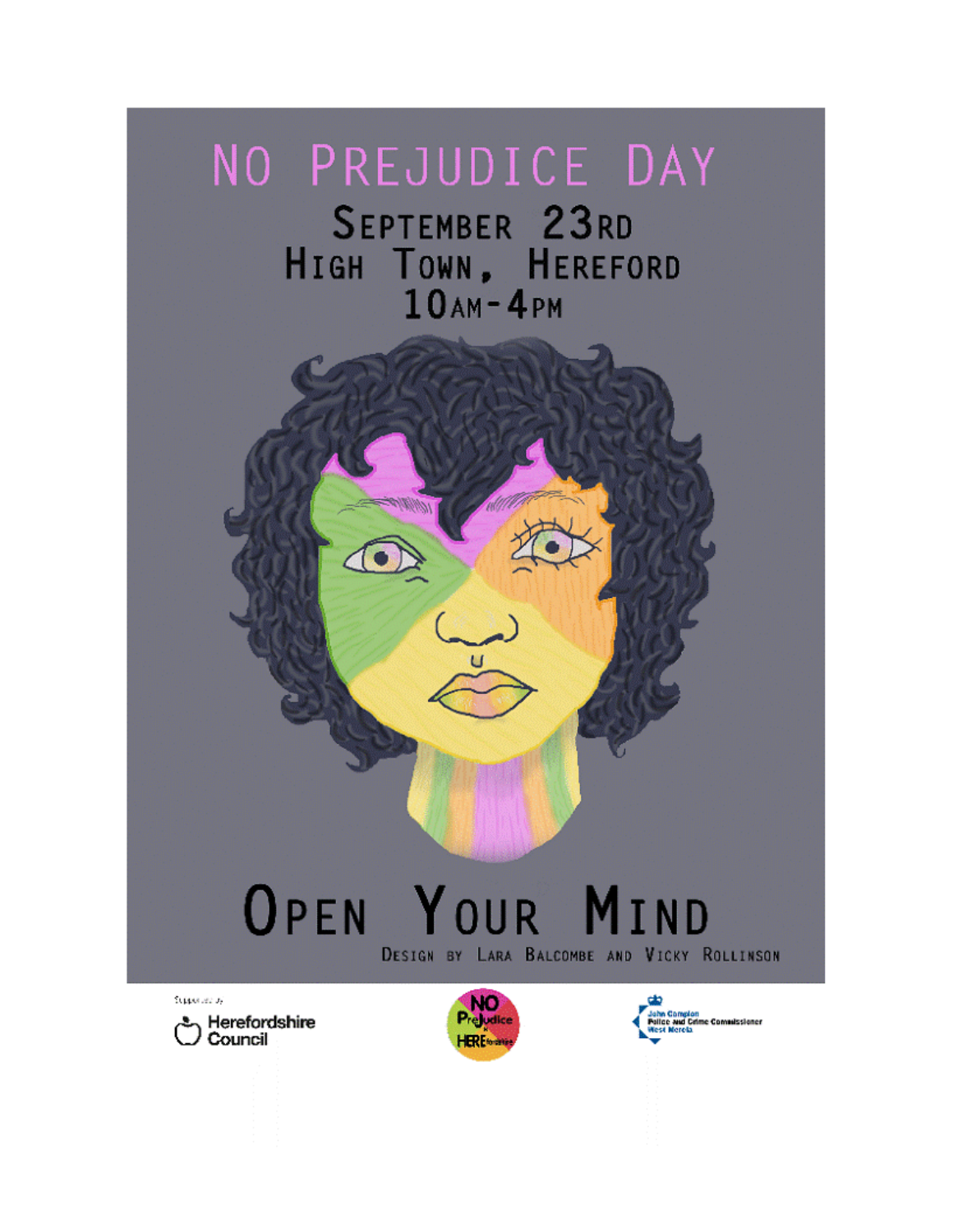# NO PREJUDICE DAY

## SEPTEMBER 23RD
## HIGH TOWN, HEREFORD
## 10AM-4PM

# OPEN YOUR MIND

DESIGN BY LARA BALCOMBE AND VICKY ROLLINSON

Supported by

Herefordshire Council

NO PreJudice HEREfordshire

John Campion
Police and Crime Commissioner
West Mercia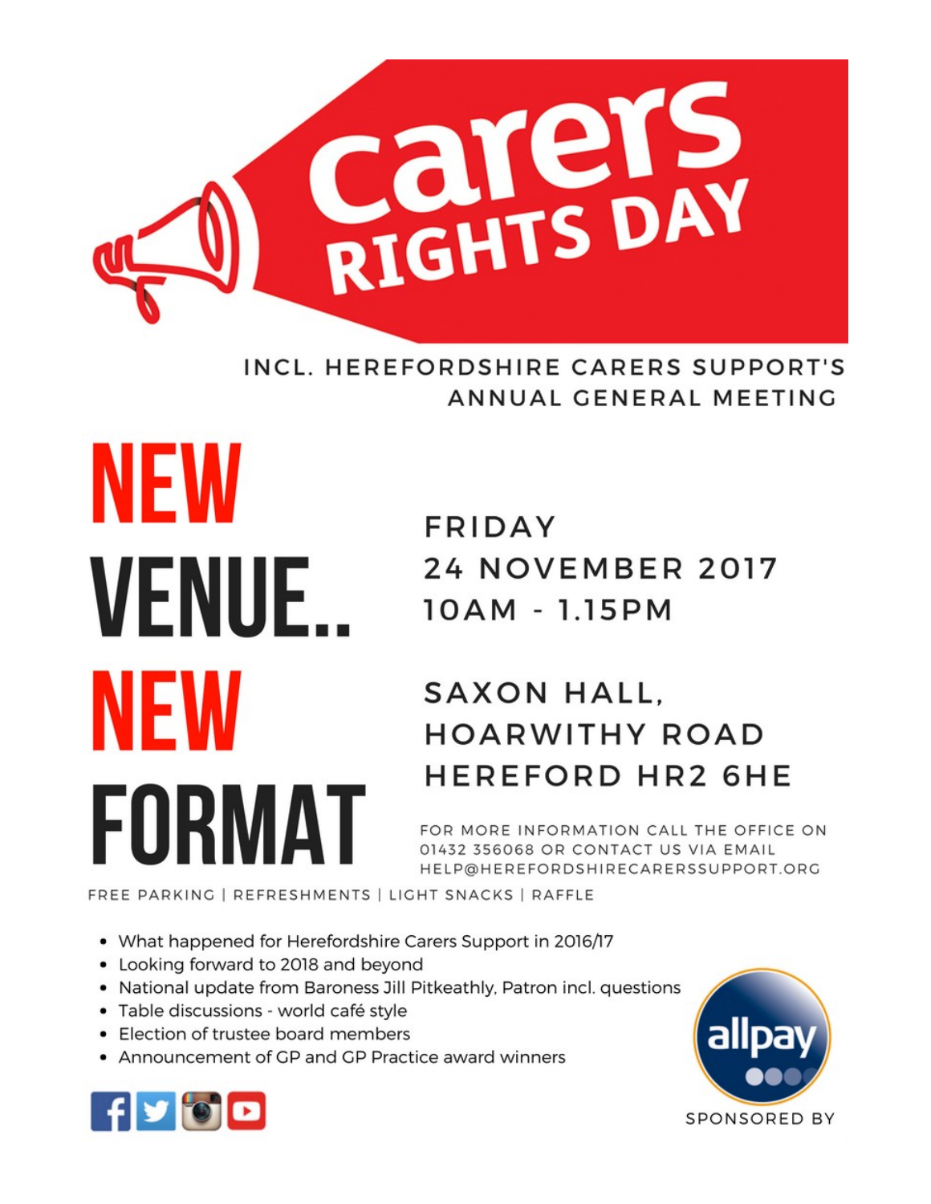# carers RIGHTS DAY

INCL. HEREFORDSHIRE CARERS SUPPORT'S ANNUAL GENERAL MEETING

## NEW VENUE.. NEW FORMAT

FRIDAY
24 NOVEMBER 2017
10AM - 1.15PM

SAXON HALL,
HOARWITHY ROAD
HEREFORD HR2 6HE

FOR MORE INFORMATION CALL THE OFFICE ON 01432 356068 OR CONTACT US VIA EMAIL HELP@HEREFORDSHIRECARERSSUPPORT.ORG

FREE PARKING | REFRESHMENTS | LIGHT SNACKS | RAFFLE

- What happened for Herefordshire Carers Support in 2016/17
- Looking forward to 2018 and beyond
- National update from Baroness Jill Pitkeathly, Patron incl. questions
- Table discussions - world café style
- Election of trustee board members
- Announcement of GP and GP Practice award winners

allpay

SPONSORED BY